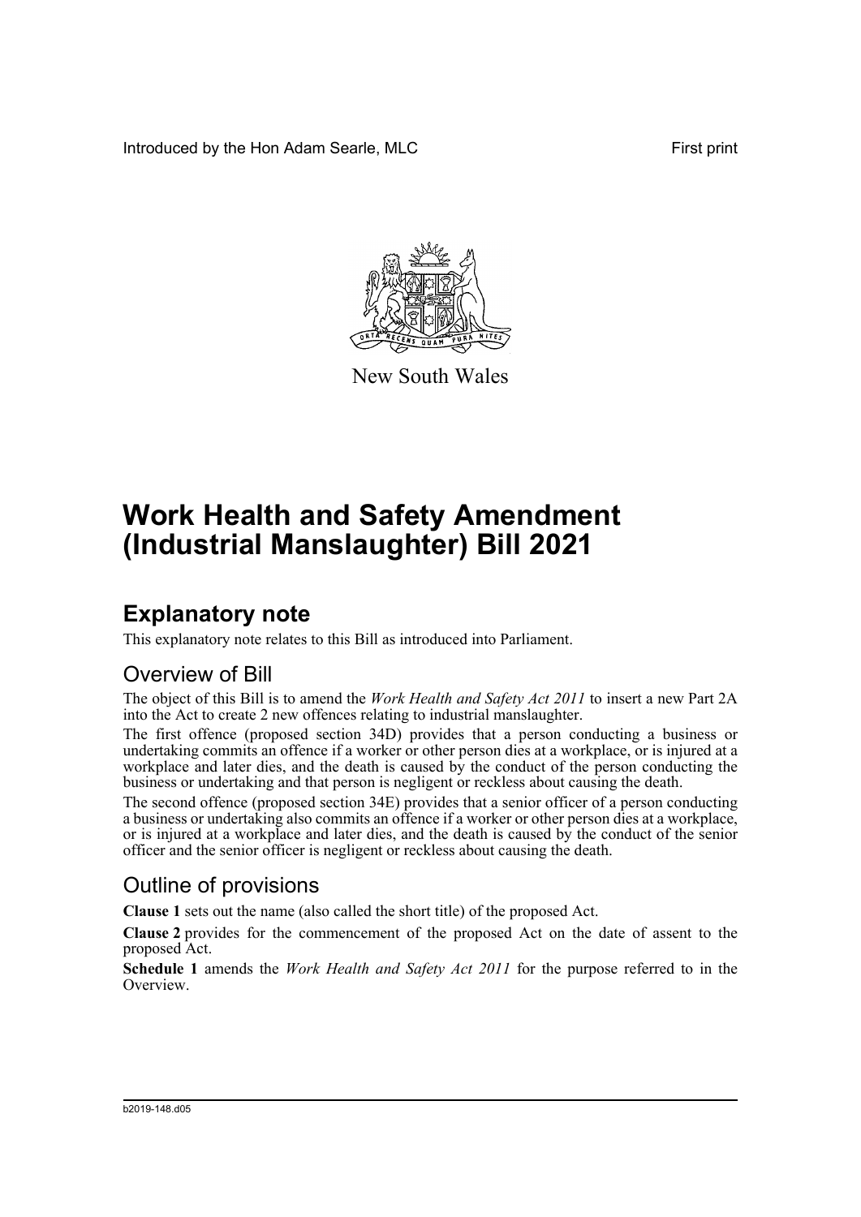Introduced by the Hon Adam Searle, MLC First print

New South Wales

# Work Health and Safety Amendment (Industrial Manslaughter) Bill 2021

## Explanatory note

This explanatory note relates to this Bill as introduced into Parliament.

### Overview of Bill

The object of this Bill is to amend the *Work Health and Safety Act 2011* to insert a new Part 2A into the Act to create 2 new offences relating to industrial manslaughter.

The first offence (proposed section 34D) provides that a person conducting a business or undertaking commits an offence if a worker or other person dies at a workplace, or is injured at a workplace and later dies, and the death is caused by the conduct of the person conducting the business or undertaking and that person is negligent or reckless about causing the death.

The second offence (proposed section 34E) provides that a senior officer of a person conducting a business or undertaking also commits an offence if a worker or other person dies at a workplace, or is injured at a workplace and later dies, and the death is caused by the conduct of the senior officer and the senior officer is negligent or reckless about causing the death.

### Outline of provisions

**Clause 1** sets out the name (also called the short title) of the proposed Act.

**Clause 2** provides for the commencement of the proposed Act on the date of assent to the proposed Act.

**Schedule 1** amends the *Work Health and Safety Act 2011* for the purpose referred to in the Overview.

b2019-148.d05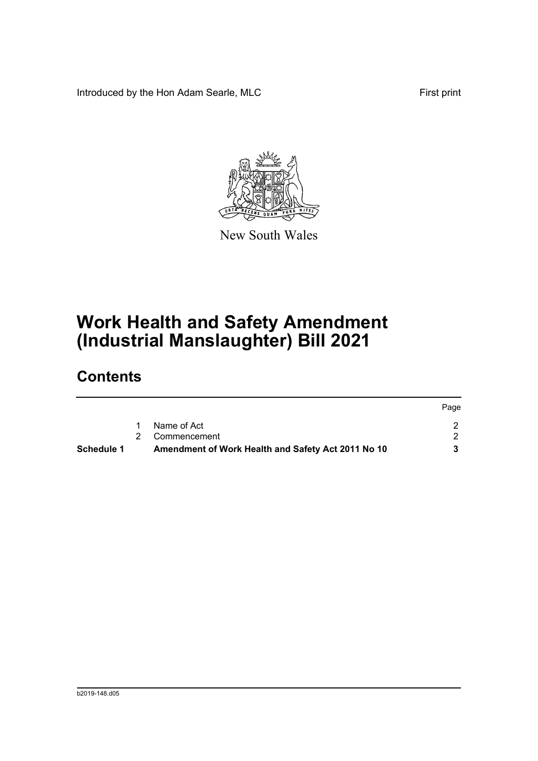Introduced by the Hon Adam Searle, MLC

First print

New South Wales

# Work Health and Safety Amendment (Industrial Manslaughter) Bill 2021

## Contents

| | | | Page |
|---|---|---|---|
| | 1 | Name of Act | 2 |
| | 2 | Commencement | 2 |
| **Schedule 1** | | **Amendment of Work Health and Safety Act 2011 No 10** | **3** |

b2019-148.d05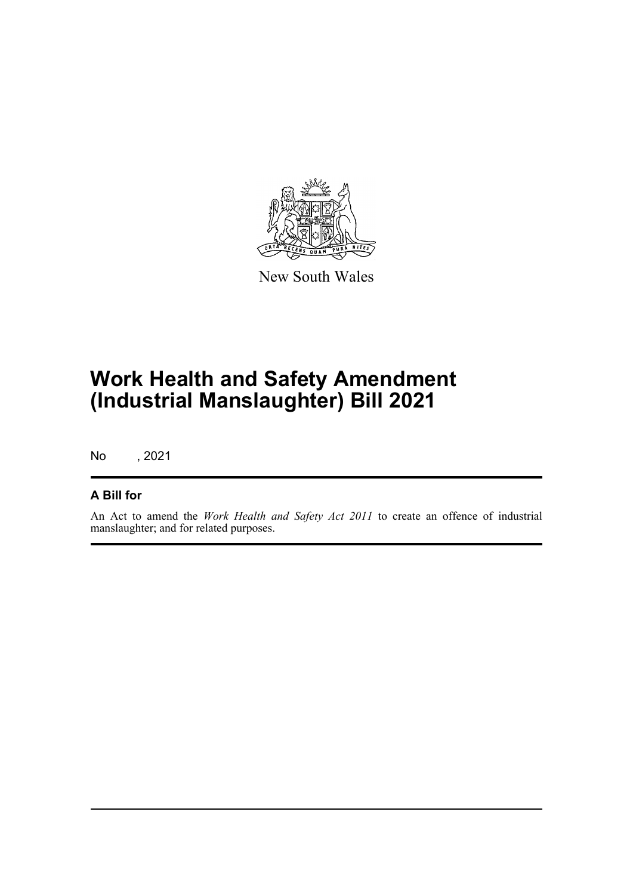New South Wales

# Work Health and Safety Amendment (Industrial Manslaughter) Bill 2021

No , 2021

## A Bill for

An Act to amend the *Work Health and Safety Act 2011* to create an offence of industrial manslaughter; and for related purposes.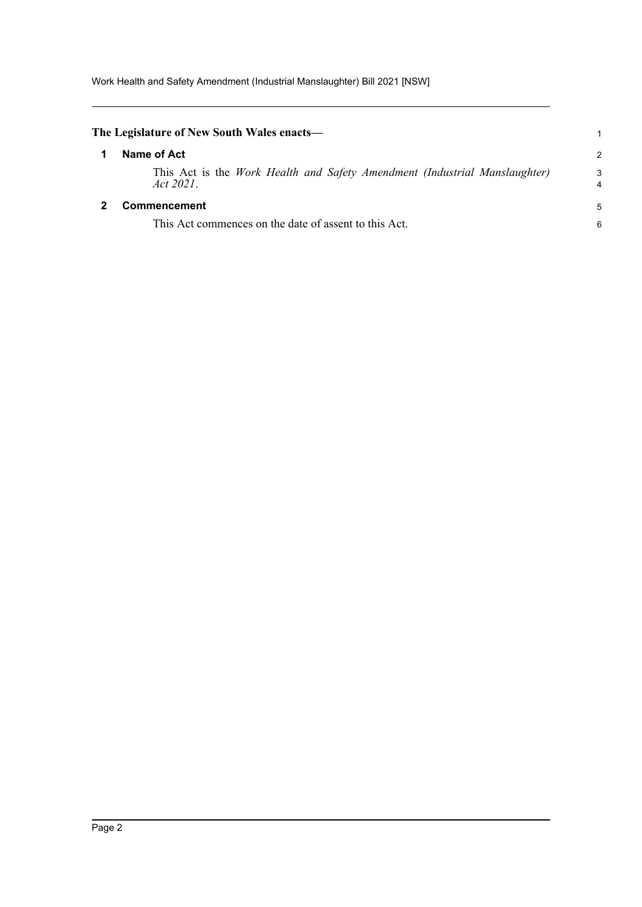**The Legislature of New South Wales enacts—**

## 1 Name of Act

This Act is the *Work Health and Safety Amendment (Industrial Manslaughter) Act 2021*.

## 2 Commencement

This Act commences on the date of assent to this Act.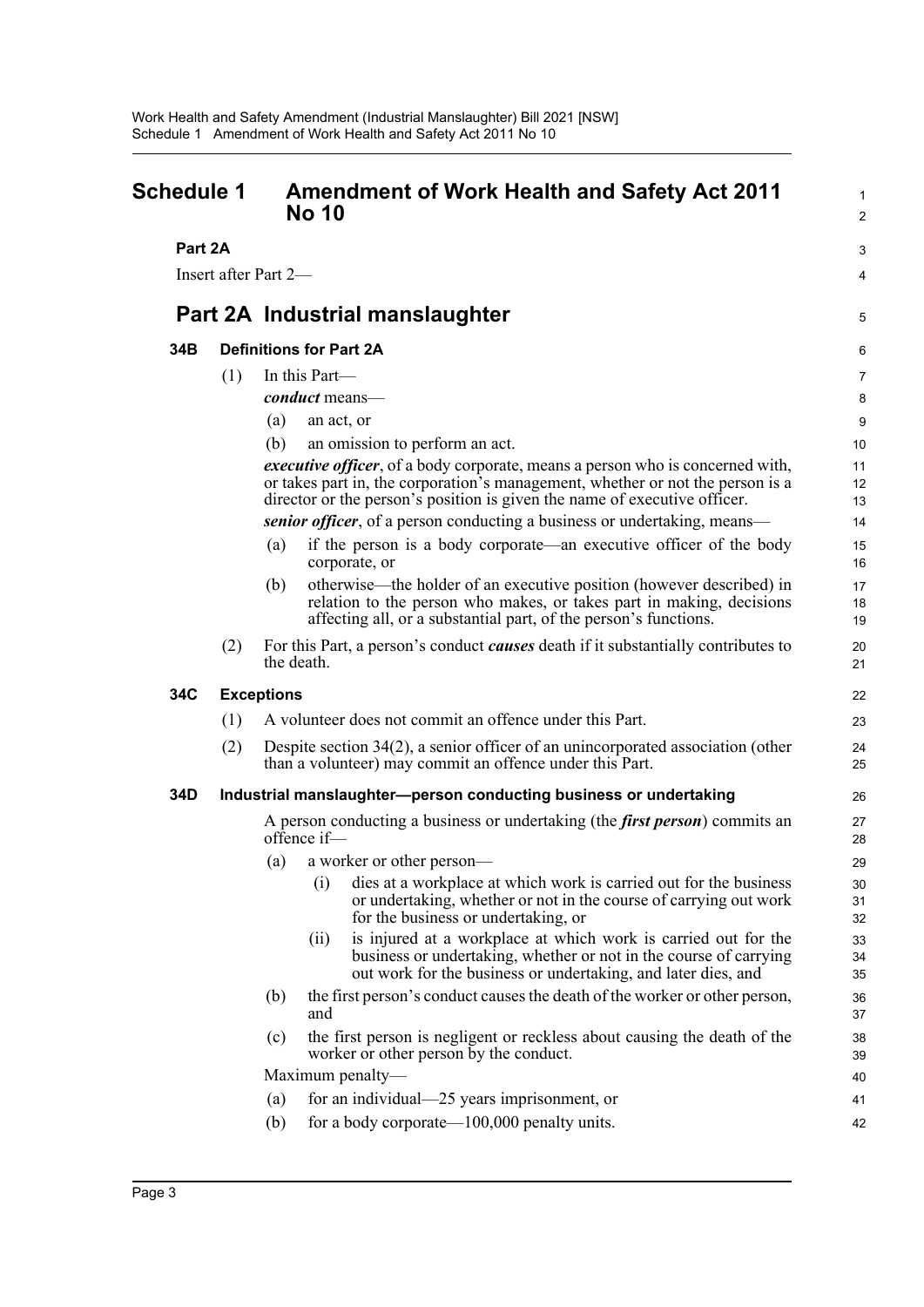# Schedule 1 Amendment of Work Health and Safety Act 2011 No 10

## Part 2A

Insert after Part 2—

## Part 2A Industrial manslaughter

### 34B Definitions for Part 2A

(1) In this Part—

***conduct*** means—

(a) an act, or

(b) an omission to perform an act.

***executive officer***, of a body corporate, means a person who is concerned with, or takes part in, the corporation's management, whether or not the person is a director or the person's position is given the name of executive officer.

***senior officer***, of a person conducting a business or undertaking, means—

(a) if the person is a body corporate—an executive officer of the body corporate, or

(b) otherwise—the holder of an executive position (however described) in relation to the person who makes, or takes part in making, decisions affecting all, or a substantial part, of the person's functions.

(2) For this Part, a person's conduct ***causes*** death if it substantially contributes to the death.

### 34C Exceptions

(1) A volunteer does not commit an offence under this Part.

(2) Despite section 34(2), a senior officer of an unincorporated association (other than a volunteer) may commit an offence under this Part.

### 34D Industrial manslaughter—person conducting business or undertaking

A person conducting a business or undertaking (the ***first person***) commits an offence if—

(a) a worker or other person—

(i) dies at a workplace at which work is carried out for the business or undertaking, whether or not in the course of carrying out work for the business or undertaking, or

(ii) is injured at a workplace at which work is carried out for the business or undertaking, whether or not in the course of carrying out work for the business or undertaking, and later dies, and

(b) the first person's conduct causes the death of the worker or other person, and

(c) the first person is negligent or reckless about causing the death of the worker or other person by the conduct.

Maximum penalty—

(a) for an individual—25 years imprisonment, or

(b) for a body corporate—100,000 penalty units.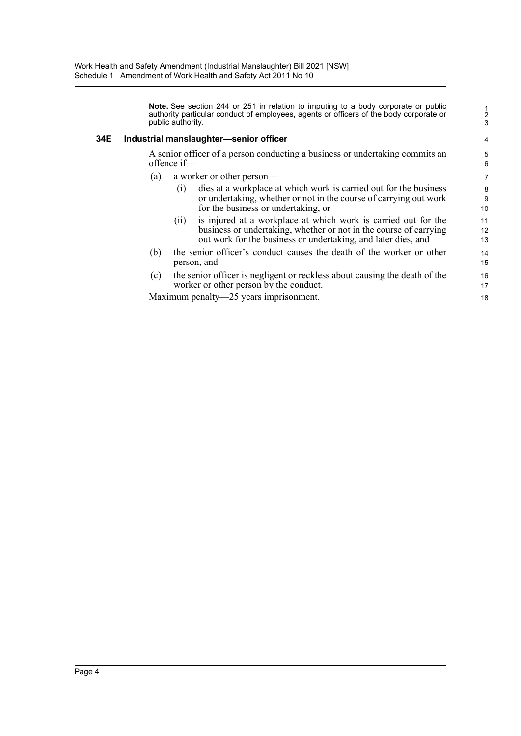**Note.** See section 244 or 251 in relation to imputing to a body corporate or public authority particular conduct of employees, agents or officers of the body corporate or public authority.

### 34E Industrial manslaughter—senior officer

A senior officer of a person conducting a business or undertaking commits an offence if—

(a) a worker or other person—

(i) dies at a workplace at which work is carried out for the business or undertaking, whether or not in the course of carrying out work for the business or undertaking, or

(ii) is injured at a workplace at which work is carried out for the business or undertaking, whether or not in the course of carrying out work for the business or undertaking, and later dies, and

(b) the senior officer's conduct causes the death of the worker or other person, and

(c) the senior officer is negligent or reckless about causing the death of the worker or other person by the conduct.

Maximum penalty—25 years imprisonment.